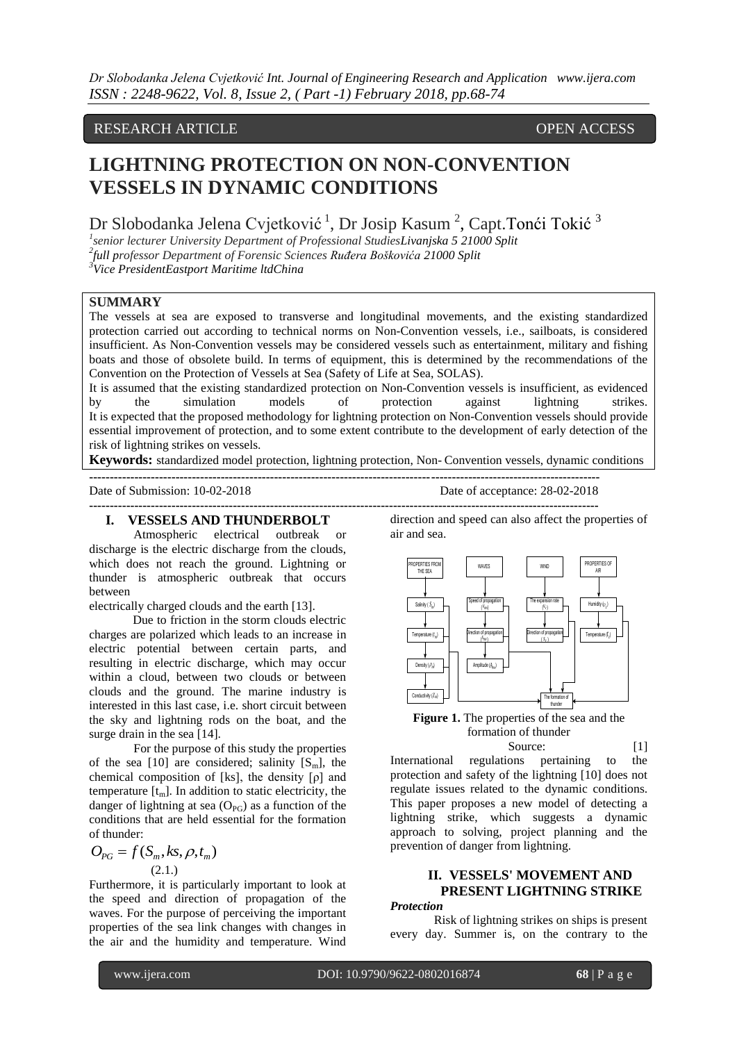RESEARCH ARTICLE OPEN ACCESS

# LIGHTNING PROTECTION ON NON-CONVENTION VESSELS IN DYNAMIC CONDITIONS

Dr Slobodanka Jelena Cvjetković [1], Dr Josip Kasum [2], Capt.Tonći Tokić [3]

[1]senior lecturer University Department of Professional StudiesLivanjska 5 21000 Split
[2]full professor Department of Forensic Sciences Ruđera Boškovića 21000 Split
[3]Vice PresidentEastport Maritime ltdChina

**SUMMARY**

The vessels at sea are exposed to transverse and longitudinal movements, and the existing standardized protection carried out according to technical norms on Non-Convention vessels, i.e., sailboats, is considered insufficient. As Non-Convention vessels may be considered vessels such as entertainment, military and fishing boats and those of obsolete build. In terms of equipment, this is determined by the recommendations of the Convention on the Protection of Vessels at Sea (Safety of Life at Sea, SOLAS).

It is assumed that the existing standardized protection on Non-Convention vessels is insufficient, as evidenced by the simulation models of protection against lightning strikes.

It is expected that the proposed methodology for lightning protection on Non-Convention vessels should provide essential improvement of protection, and to some extent contribute to the development of early detection of the risk of lightning strikes on vessels.

**Keywords:** standardized model protection, lightning protection, Non- Convention vessels, dynamic conditions

Date of Submission: 10-02-2018 Date of acceptance: 28-02-2018

## I. VESSELS AND THUNDERBOLT

Atmospheric electrical outbreak or discharge is the electric discharge from the clouds, which does not reach the ground. Lightning or thunder is atmospheric outbreak that occurs between electrically charged clouds and the earth [13].

Due to friction in the storm clouds electric charges are polarized which leads to an increase in electric potential between certain parts, and resulting in electric discharge, which may occur within a cloud, between two clouds or between clouds and the ground. The marine industry is interested in this last case, i.e. short circuit between the sky and lightning rods on the boat, and the surge drain in the sea [14].

For the purpose of this study the properties of the sea [10] are considered; salinity [$S_m$], the chemical composition of [ks], the density [ρ] and temperature [$t_m$]. In addition to static electricity, the danger of lightning at sea ($O_{PG}$) as a function of the conditions that are held essential for the formation of thunder:

$$O_{PG} = f(S_m, ks, \rho, t_m) \tag{2.1.}$$

Furthermore, it is particularly important to look at the speed and direction of propagation of the waves. For the purpose of perceiving the important properties of the sea link changes with changes in the air and the humidity and temperature. Wind direction and speed can also affect the properties of air and sea.

**Figure 1.** The properties of the sea and the formation of thunder
Source: [1]

International regulations pertaining to the protection and safety of the lightning [10] does not regulate issues related to the dynamic conditions. This paper proposes a new model of detecting a lightning strike, which suggests a dynamic approach to solving, project planning and the prevention of danger from lightning.

## II. VESSELS' MOVEMENT AND PRESENT LIGHTNING STRIKE

### *Protection*

Risk of lightning strikes on ships is present every day. Summer is, on the contrary to the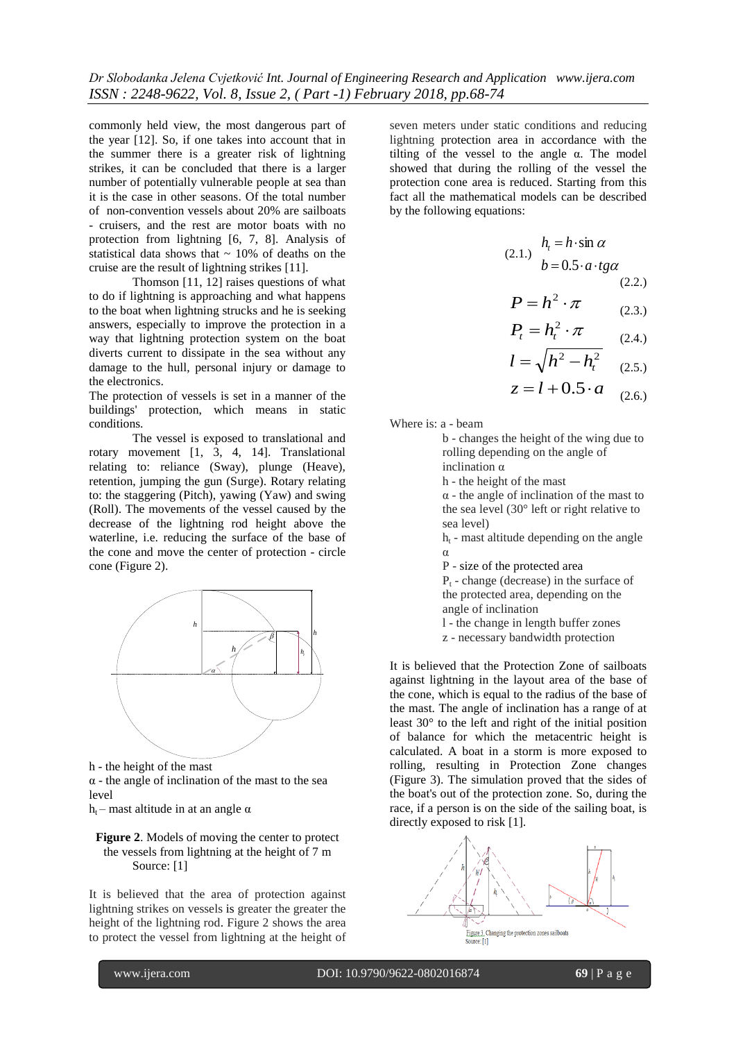commonly held view, the most dangerous part of the year [12]. So, if one takes into account that in the summer there is a greater risk of lightning strikes, it can be concluded that there is a larger number of potentially vulnerable people at sea than it is the case in other seasons. Of the total number of non-convention vessels about 20% are sailboats - cruisers, and the rest are motor boats with no protection from lightning [6, 7, 8]. Analysis of statistical data shows that ~ 10% of deaths on the cruise are the result of lightning strikes [11].

Thomson [11, 12] raises questions of what to do if lightning is approaching and what happens to the boat when lightning strucks and he is seeking answers, especially to improve the protection in a way that lightning protection system on the boat diverts current to dissipate in the sea without any damage to the hull, personal injury or damage to the electronics.

The protection of vessels is set in a manner of the buildings' protection, which means in static conditions.

The vessel is exposed to translational and rotary movement [1, 3, 4, 14]. Translational relating to: reliance (Sway), plunge (Heave), retention, jumping the gun (Surge). Rotary relating to: the staggering (Pitch), yawing (Yaw) and swing (Roll). The movements of the vessel caused by the decrease of the lightning rod height above the waterline, i.e. reducing the surface of the base of the cone and move the center of protection - circle cone (Figure 2).

h - the height of the mast

α - the angle of inclination of the mast to the sea level

$h_t$ – mast altitude in at an angle α

**Figure 2**. Models of moving the center to protect the vessels from lightning at the height of 7 m
Source: [1]

It is believed that the area of protection against lightning strikes on vessels is greater the greater the height of the lightning rod. Figure 2 shows the area to protect the vessel from lightning at the height of seven meters under static conditions and reducing lightning protection area in accordance with the tilting of the vessel to the angle α. The model showed that during the rolling of the vessel the protection cone area is reduced. Starting from this fact all the mathematical models can be described by the following equations:

$$h_t = h \cdot \sin \alpha \quad (2.1.)$$

$$b = 0.5 \cdot a \cdot tg\alpha \quad (2.2.)$$

$$P = h^2 \cdot \pi \quad (2.3.)$$

$$P_t = h_t^2 \cdot \pi \quad (2.4.)$$

$$l = \sqrt{h^2 - h_t^2} \quad (2.5.)$$

$$z = l + 0.5 \cdot a \quad (2.6.)$$

Where is: a - beam

b - changes the height of the wing due to rolling depending on the angle of inclination α

h - the height of the mast

α - the angle of inclination of the mast to the sea level (30° left or right relative to sea level)

$h_t$ - mast altitude depending on the angle α

P - size of the protected area

$P_t$ - change (decrease) in the surface of the protected area, depending on the angle of inclination

l - the change in length buffer zones

z - necessary bandwidth protection

It is believed that the Protection Zone of sailboats against lightning in the layout area of the base of the cone, which is equal to the radius of the base of the mast. The angle of inclination has a range of at least 30° to the left and right of the initial position of balance for which the metacentric height is calculated. A boat in a storm is more exposed to rolling, resulting in Protection Zone changes (Figure 3). The simulation proved that the sides of the boat's out of the protection zone. So, during the race, if a person is on the side of the sailing boat, is directly exposed to risk [1].

Figure 3. Changing the protection zones sailboats
Source: [1]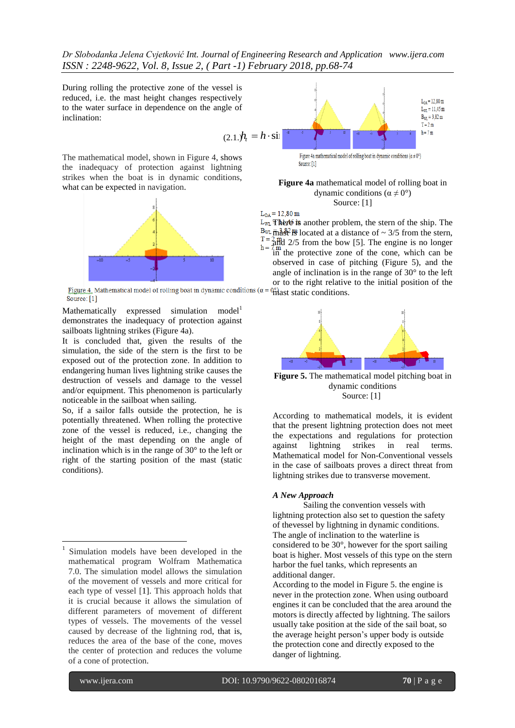During rolling the protective zone of the vessel is reduced, i.e. the mast height changes respectively to the water surface in dependence on the angle of inclination:

$$(2.1.)\quad h_t = h \cdot \sin$$

The mathematical model, shown in Figure 4, shows the inadequacy of protection against lightning strikes when the boat is in dynamic conditions, what can be expected in navigation.

$L_{OA}$ = 12,80 m
$L_{WL}$ = 11,45 m
$B_{WL}$ = 3,82 m
T = 2 m
h = 7 m

Figure 4. Mathematical model of rolling boat in dynamic conditions ($\alpha = 0°$)
Source: [1]

Mathematically expressed simulation model[1] demonstrates the inadequacy of protection against sailboats lightning strikes (Figure 4a).

It is concluded that, given the results of the simulation, the side of the stern is the first to be exposed out of the protection zone. In addition to endangering human lives lightning strike causes the destruction of vessels and damage to the vessel and/or equipment. This phenomenon is particularly noticeable in the sailboat when sailing.

So, if a sailor falls outside the protection, he is potentially threatened. When rolling the protective zone of the vessel is reduced, i.e., changing the height of the mast depending on the angle of inclination which is in the range of 30° to the left or right of the starting position of the mast (static conditions).

$L_{OA}$ = 12,80 m
$L_{WL}$ = 11,45 m
$B_{WL}$ = 3,82 m
T = 2 m
h = 7 m

Figure 4a mathematical model of rolling boat in dynamic conditions ($\alpha \neq 0°$)
Source: [1]

**Figure 4a** mathematical model of rolling boat in dynamic conditions ($\alpha \neq 0°$)
Source: [1]

There is another problem, the stern of the ship. The mast is located at a distance of ~ 3/5 from the stern, and 2/5 from the bow [5]. The engine is no longer in the protective zone of the cone, which can be observed in case of pitching (Figure 5), and the angle of inclination is in the range of 30° to the left or to the right relative to the initial position of the mast static conditions.

**Figure 5.** The mathematical model pitching boat in dynamic conditions
Source: [1]

According to mathematical models, it is evident that the present lightning protection does not meet the expectations and regulations for protection against lightning strikes in real terms. Mathematical model for Non-Conventional vessels in the case of sailboats proves a direct threat from lightning strikes due to transverse movement.

***A New Approach***

Sailing the convention vessels with lightning protection also set to question the safety of thevessel by lightning in dynamic conditions. The angle of inclination to the waterline is considered to be 30°, however for the sport sailing boat is higher. Most vessels of this type on the stern harbor the fuel tanks, which represents an additional danger.

According to the model in Figure 5. the engine is never in the protection zone. When using outboard engines it can be concluded that the area around the motors is directly affected by lightning. The sailors usually take position at the side of the sail boat, so the average height person's upper body is outside the protection cone and directly exposed to the danger of lightning.

---

[1] Simulation models have been developed in the mathematical program Wolfram Mathematica 7.0. The simulation model allows the simulation of the movement of vessels and more critical for each type of vessel [1]. This approach holds that it is crucial because it allows the simulation of different parameters of movement of different types of vessels. The movements of the vessel caused by decrease of the lightning rod, that is, reduces the area of the base of the cone, moves the center of protection and reduces the volume of a cone of protection.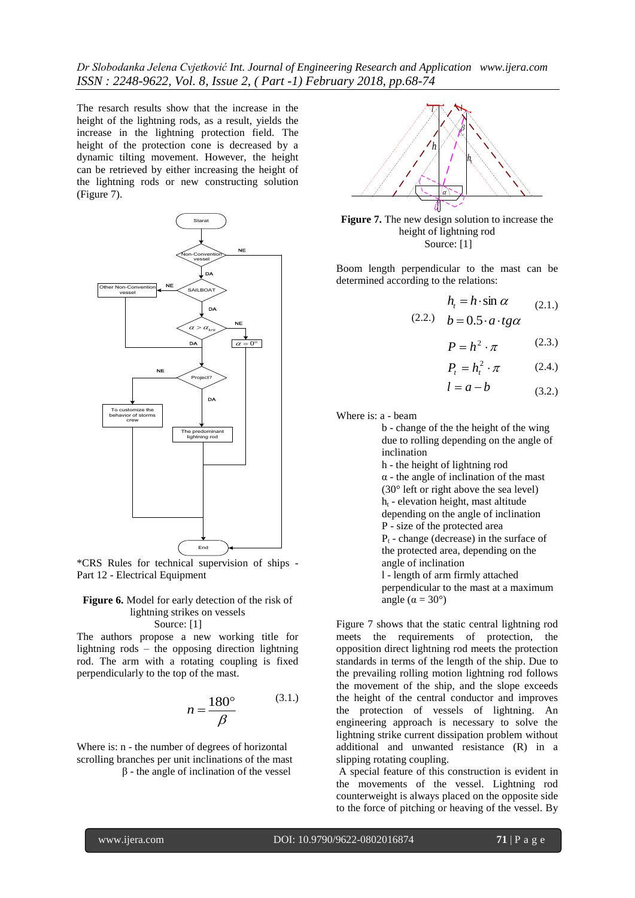The research results show that the increase in the height of the lightning rods, as a result, yields the increase in the lightning protection field. The height of the protection cone is decreased by a dynamic tilting movement. However, the height can be retrieved by either increasing the height of the lightning rods or new constructing solution (Figure 7).

*CRS Rules for technical supervision of ships - Part 12 - Electrical Equipment

**Figure 6.** Model for early detection of the risk of lightning strikes on vessels
Source: [1]

The authors propose a new working title for lightning rods – the opposing direction lightning rod. The arm with a rotating coupling is fixed perpendicularly to the top of the mast.

$$n = \frac{180°}{\beta} \qquad (3.1.)$$

Where is: n - the number of degrees of horizontal scrolling branches per unit inclinations of the mast
β - the angle of inclination of the vessel

**Figure 7.** The new design solution to increase the height of lightning rod
Source: [1]

Boom length perpendicular to the mast can be determined according to the relations:

$$h_t = h \cdot \sin \alpha \qquad (2.1.)$$

$$b = 0.5 \cdot a \cdot tg\alpha \qquad (2.2.)$$

$$P = h^2 \cdot \pi \qquad (2.3.)$$

$$P_t = h_t^2 \cdot \pi \qquad (2.4.)$$

$$l = a - b \qquad (3.2.)$$

Where is: a - beam
b - change of the the height of the wing due to rolling depending on the angle of inclination
h - the height of lightning rod
α - the angle of inclination of the mast (30° left or right above the sea level)
$h_t$ - elevation height, mast altitude depending on the angle of inclination
P - size of the protected area
$P_t$ - change (decrease) in the surface of the protected area, depending on the angle of inclination
l - length of arm firmly attached perpendicular to the mast at a maximum angle (α = 30°)

Figure 7 shows that the static central lightning rod meets the requirements of protection, the opposition direct lightning rod meets the protection standards in terms of the length of the ship. Due to the prevailing rolling motion lightning rod follows the movement of the ship, and the slope exceeds the height of the central conductor and improves the protection of vessels of lightning. An engineering approach is necessary to solve the lightning strike current dissipation problem without additional and unwanted resistance (R) in a slipping rotating coupling.

A special feature of this construction is evident in the movements of the vessel. Lightning rod counterweight is always placed on the opposite side to the force of pitching or heaving of the vessel. By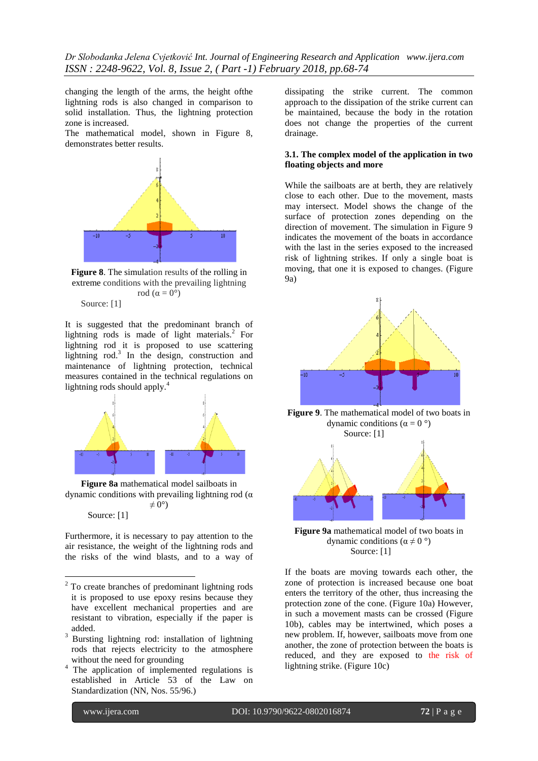changing the length of the arms, the height ofthe lightning rods is also changed in comparison to solid installation. Thus, the lightning protection zone is increased.

The mathematical model, shown in Figure 8, demonstrates better results.

**Figure 8**. The simulation results of the rolling in extreme conditions with the prevailing lightning rod (α = 0°)

Source: [1]

It is suggested that the predominant branch of lightning rods is made of light materials.[2] For lightning rod it is proposed to use scattering lightning rod.[3] In the design, construction and maintenance of lightning protection, technical measures contained in the technical regulations on lightning rods should apply.[4]

**Figure 8a** mathematical model sailboats in dynamic conditions with prevailing lightning rod (α ≠ 0°)

Source: [1]

Furthermore, it is necessary to pay attention to the air resistance, the weight of the lightning rods and the risks of the wind blasts, and to a way of dissipating the strike current. The common approach to the dissipation of the strike current can be maintained, because the body in the rotation does not change the properties of the current drainage.

### 3.1. The complex model of the application in two floating objects and more

While the sailboats are at berth, they are relatively close to each other. Due to the movement, masts may intersect. Model shows the change of the surface of protection zones depending on the direction of movement. The simulation in Figure 9 indicates the movement of the boats in accordance with the last in the series exposed to the increased risk of lightning strikes. If only a single boat is moving, that one it is exposed to changes. (Figure 9a)

**Figure 9**. The mathematical model of two boats in dynamic conditions (α = 0 °)

Source: [1]

**Figure 9a** mathematical model of two boats in dynamic conditions (α ≠ 0 °)

Source: [1]

If the boats are moving towards each other, the zone of protection is increased because one boat enters the territory of the other, thus increasing the protection zone of the cone. (Figure 10a) However, in such a movement masts can be crossed (Figure 10b), cables may be intertwined, which poses a new problem. If, however, sailboats move from one another, the zone of protection between the boats is reduced, and they are exposed to the risk of lightning strike. (Figure 10c)

---

[2] To create branches of predominant lightning rods it is proposed to use epoxy resins because they have excellent mechanical properties and are resistant to vibration, especially if the paper is added.

[3] Bursting lightning rod: installation of lightning rods that rejects electricity to the atmosphere without the need for grounding

[4] The application of implemented regulations is established in Article 53 of the Law on Standardization (NN, Nos. 55/96.)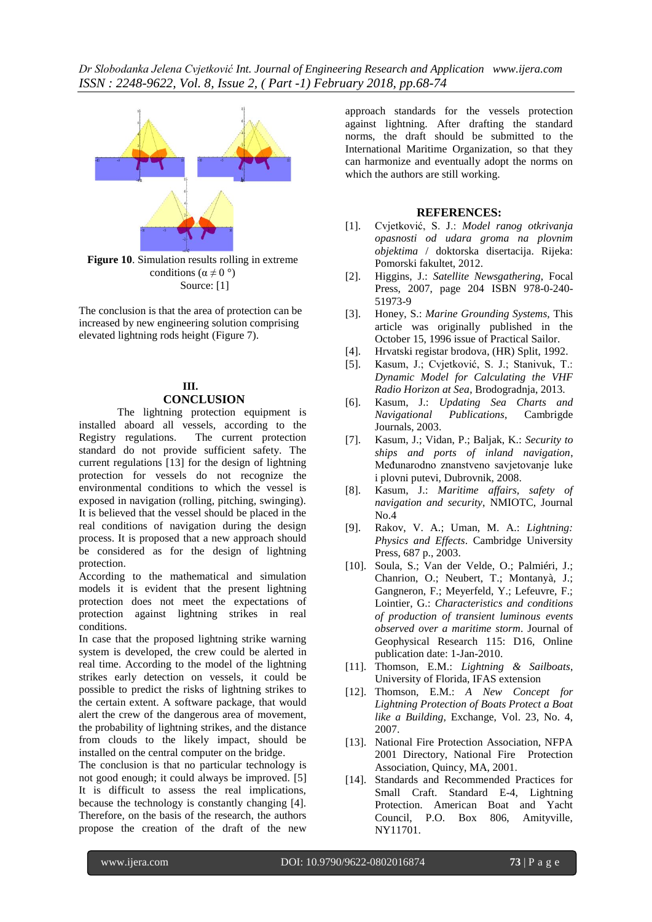**Figure 10**. Simulation results rolling in extreme conditions ($\alpha \neq 0$ °)
Source: [1]

The conclusion is that the area of protection can be increased by new engineering solution comprising elevated lightning rods height (Figure 7).

## III. CONCLUSION

The lightning protection equipment is installed aboard all vessels, according to the Registry regulations. The current protection standard do not provide sufficient safety. The current regulations [13] for the design of lightning protection for vessels do not recognize the environmental conditions to which the vessel is exposed in navigation (rolling, pitching, swinging). It is believed that the vessel should be placed in the real conditions of navigation during the design process. It is proposed that a new approach should be considered as for the design of lightning protection.

According to the mathematical and simulation models it is evident that the present lightning protection does not meet the expectations of protection against lightning strikes in real conditions.

In case that the proposed lightning strike warning system is developed, the crew could be alerted in real time. According to the model of the lightning strikes early detection on vessels, it could be possible to predict the risks of lightning strikes to the certain extent. A software package, that would alert the crew of the dangerous area of movement, the probability of lightning strikes, and the distance from clouds to the likely impact, should be installed on the central computer on the bridge.

The conclusion is that no particular technology is not good enough; it could always be improved. [5] It is difficult to assess the real implications, because the technology is constantly changing [4]. Therefore, on the basis of the research, the authors propose the creation of the draft of the new approach standards for the vessels protection against lightning. After drafting the standard norms, the draft should be submitted to the International Maritime Organization, so that they can harmonize and eventually adopt the norms on which the authors are still working.

## REFERENCES:

[1]. Cvjetković, S. J.: *Model ranog otkrivanja opasnosti od udara groma na plovnim objektima* / doktorska disertacija. Rijeka: Pomorski fakultet, 2012.

[2]. Higgins, J.: *Satellite Newsgathering*, Focal Press, 2007, page 204 ISBN 978-0-240-51973-9

[3]. Honey, S.: *Marine Grounding Systems*, This article was originally published in the October 15, 1996 issue of Practical Sailor.

[4]. Hrvatski registar brodova, (HR) Split, 1992.

[5]. Kasum, J.; Cvjetković, S. J.; Stanivuk, T.: *Dynamic Model for Calculating the VHF Radio Horizon at Sea*, Brodogradnja, 2013.

[6]. Kasum, J.: *Updating Sea Charts and Navigational Publications*, Cambrigde Journals, 2003.

[7]. Kasum, J.; Vidan, P.; Baljak, K.: *Security to ships and ports of inland navigation*, Međunarodno znanstveno savjetovanje luke i plovni putevi, Dubrovnik, 2008.

[8]. Kasum, J.: *Maritime affairs, safety of navigation and security*, NMIOTC, Journal No.4

[9]. Rakov, V. A.; Uman, M. A.: *Lightning: Physics and Effects*. Cambridge University Press, 687 p., 2003.

[10]. Soula, S.; Van der Velde, O.; Palmiéri, J.; Chanrion, O.; Neubert, T.; Montanyà, J.; Gangneron, F.; Meyerfeld, Y.; Lefeuvre, F.; Lointier, G.: *Characteristics and conditions of production of transient luminous events observed over a maritime storm*. Journal of Geophysical Research 115: D16, Online publication date: 1-Jan-2010.

[11]. Thomson, E.M.: *Lightning & Sailboats*, University of Florida, IFAS extension

[12]. Thomson, E.M.: *A New Concept for Lightning Protection of Boats Protect a Boat like a Building*, Exchange, Vol. 23, No. 4, 2007.

[13]. National Fire Protection Association, NFPA 2001 Directory, National Fire Protection Association, Quincy, MA, 2001.

[14]. Standards and Recommended Practices for Small Craft. Standard E-4, Lightning Protection. American Boat and Yacht Council, P.O. Box 806, Amityville, NY11701.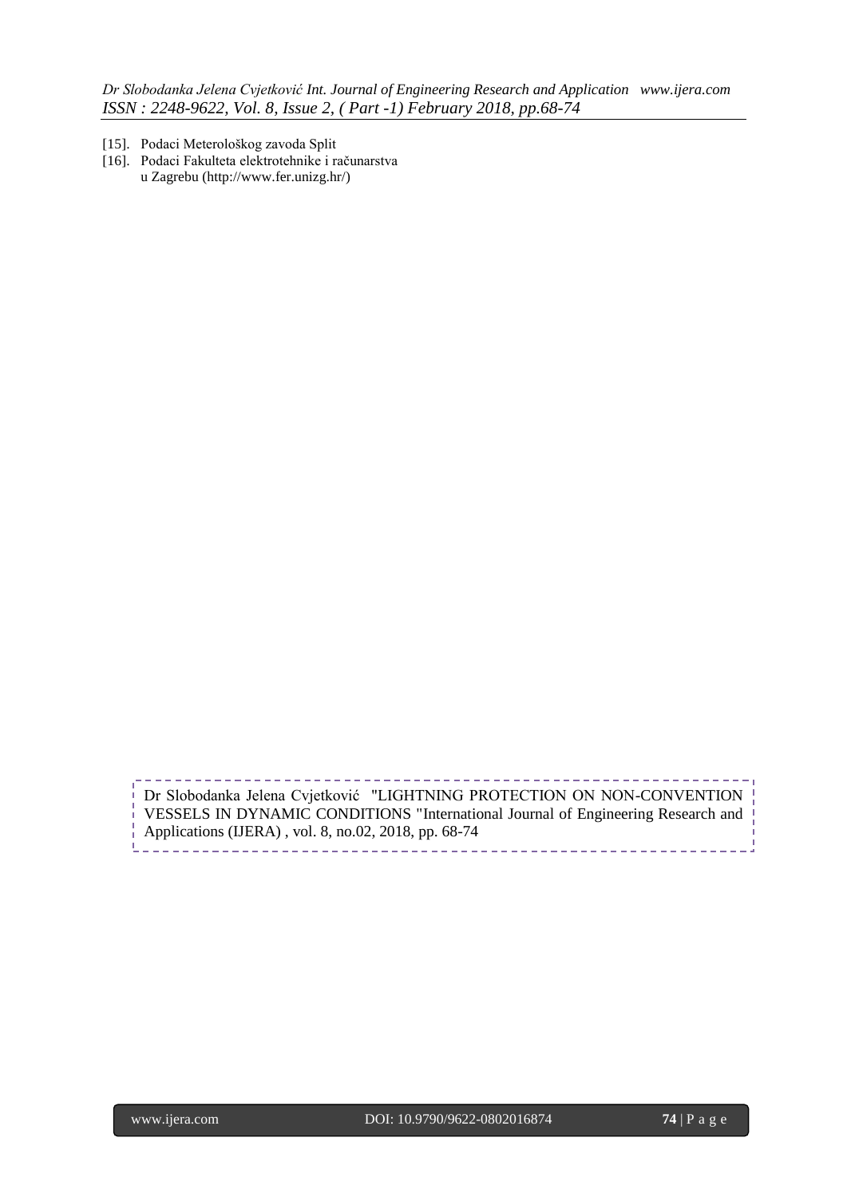[15]. Podaci Meterološkog zavoda Split

[16]. Podaci Fakulteta elektrotehnike i računarstva u Zagrebu (http://www.fer.unizg.hr/)

Dr Slobodanka Jelena Cvjetković "LIGHTNING PROTECTION ON NON-CONVENTION VESSELS IN DYNAMIC CONDITIONS "International Journal of Engineering Research and Applications (IJERA) , vol. 8, no.02, 2018, pp. 68-74